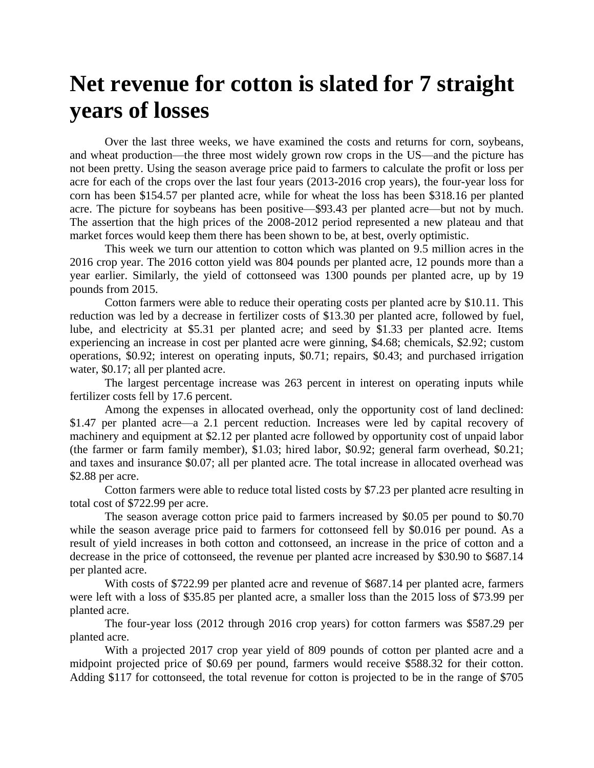# Net revenue for cotton is slated for 7 straight years of losses

Over the last three weeks, we have examined the costs and returns for corn, soybeans, and wheat production—the three most widely grown row crops in the US—and the picture has not been pretty. Using the season average price paid to farmers to calculate the profit or loss per acre for each of the crops over the last four years (2013-2016 crop years), the four-year loss for corn has been $154.57 per planted acre, while for wheat the loss has been $318.16 per planted acre. The picture for soybeans has been positive—$93.43 per planted acre—but not by much. The assertion that the high prices of the 2008-2012 period represented a new plateau and that market forces would keep them there has been shown to be, at best, overly optimistic.

This week we turn our attention to cotton which was planted on 9.5 million acres in the 2016 crop year. The 2016 cotton yield was 804 pounds per planted acre, 12 pounds more than a year earlier. Similarly, the yield of cottonseed was 1300 pounds per planted acre, up by 19 pounds from 2015.

Cotton farmers were able to reduce their operating costs per planted acre by $10.11. This reduction was led by a decrease in fertilizer costs of $13.30 per planted acre, followed by fuel, lube, and electricity at $5.31 per planted acre; and seed by $1.33 per planted acre. Items experiencing an increase in cost per planted acre were ginning, $4.68; chemicals, $2.92; custom operations, $0.92; interest on operating inputs, $0.71; repairs, $0.43; and purchased irrigation water, $0.17; all per planted acre.

The largest percentage increase was 263 percent in interest on operating inputs while fertilizer costs fell by 17.6 percent.

Among the expenses in allocated overhead, only the opportunity cost of land declined: $1.47 per planted acre—a 2.1 percent reduction. Increases were led by capital recovery of machinery and equipment at $2.12 per planted acre followed by opportunity cost of unpaid labor (the farmer or farm family member), $1.03; hired labor, $0.92; general farm overhead, $0.21; and taxes and insurance $0.07; all per planted acre. The total increase in allocated overhead was $2.88 per acre.

Cotton farmers were able to reduce total listed costs by $7.23 per planted acre resulting in total cost of $722.99 per acre.

The season average cotton price paid to farmers increased by $0.05 per pound to $0.70 while the season average price paid to farmers for cottonseed fell by $0.016 per pound. As a result of yield increases in both cotton and cottonseed, an increase in the price of cotton and a decrease in the price of cottonseed, the revenue per planted acre increased by $30.90 to $687.14 per planted acre.

With costs of $722.99 per planted acre and revenue of $687.14 per planted acre, farmers were left with a loss of $35.85 per planted acre, a smaller loss than the 2015 loss of $73.99 per planted acre.

The four-year loss (2012 through 2016 crop years) for cotton farmers was $587.29 per planted acre.

With a projected 2017 crop year yield of 809 pounds of cotton per planted acre and a midpoint projected price of $0.69 per pound, farmers would receive $588.32 for their cotton. Adding $117 for cottonseed, the total revenue for cotton is projected to be in the range of $705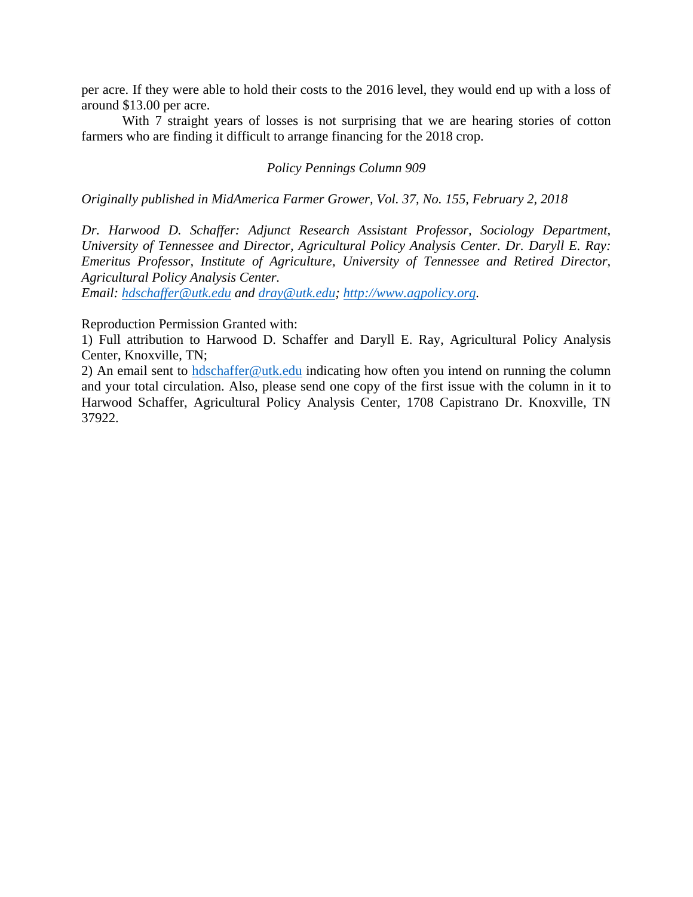per acre. If they were able to hold their costs to the 2016 level, they would end up with a loss of around $13.00 per acre.

With 7 straight years of losses is not surprising that we are hearing stories of cotton farmers who are finding it difficult to arrange financing for the 2018 crop.

*Policy Pennings Column 909*

*Originally published in MidAmerica Farmer Grower, Vol. 37, No. 155, February 2, 2018*

*Dr. Harwood D. Schaffer: Adjunct Research Assistant Professor, Sociology Department, University of Tennessee and Director, Agricultural Policy Analysis Center. Dr. Daryll E. Ray: Emeritus Professor, Institute of Agriculture, University of Tennessee and Retired Director, Agricultural Policy Analysis Center.*
*Email: hdschaffer@utk.edu and dray@utk.edu; http://www.agpolicy.org.*

Reproduction Permission Granted with:
1) Full attribution to Harwood D. Schaffer and Daryll E. Ray, Agricultural Policy Analysis Center, Knoxville, TN;
2) An email sent to hdschaffer@utk.edu indicating how often you intend on running the column and your total circulation. Also, please send one copy of the first issue with the column in it to Harwood Schaffer, Agricultural Policy Analysis Center, 1708 Capistrano Dr. Knoxville, TN 37922.